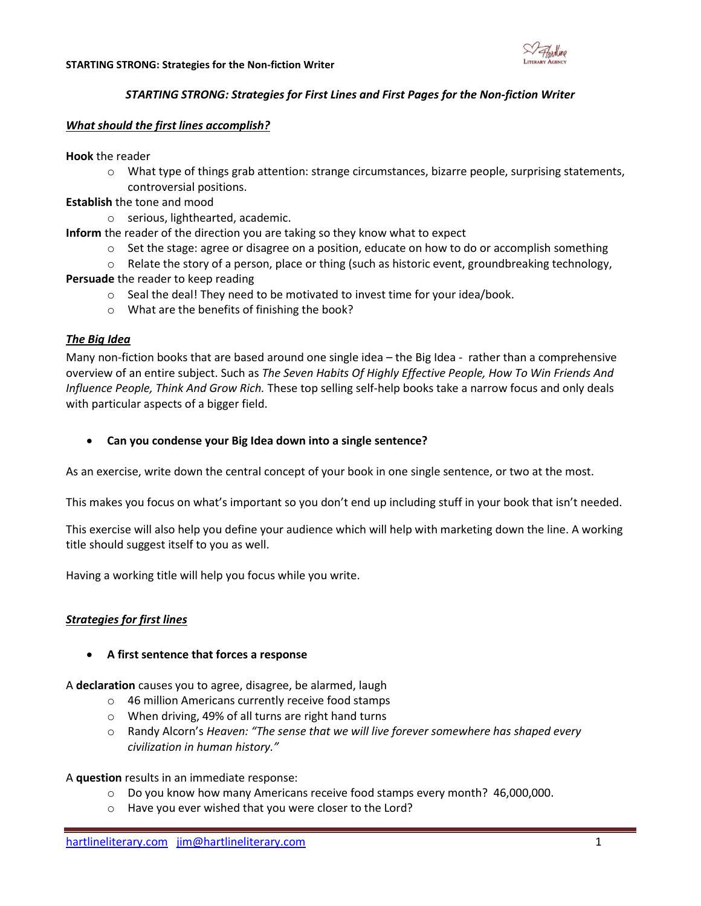## *STARTING STRONG: Strategies for First Lines and First Pages for the Non-fiction Writer*

### ***What should the first lines accomplish?***

**Hook** the reader

- What type of things grab attention: strange circumstances, bizarre people, surprising statements, controversial positions.

**Establish** the tone and mood

- serious, lighthearted, academic.

**Inform** the reader of the direction you are taking so they know what to expect

- Set the stage: agree or disagree on a position, educate on how to do or accomplish something
- Relate the story of a person, place or thing (such as historic event, groundbreaking technology,

**Persuade** the reader to keep reading

- Seal the deal! They need to be motivated to invest time for your idea/book.
- What are the benefits of finishing the book?

### ***The Big Idea***

Many non-fiction books that are based around one single idea – the Big Idea - rather than a comprehensive overview of an entire subject. Such as *The Seven Habits Of Highly Effective People, How To Win Friends And Influence People, Think And Grow Rich.* These top selling self-help books take a narrow focus and only deals with particular aspects of a bigger field.

- **Can you condense your Big Idea down into a single sentence?**

As an exercise, write down the central concept of your book in one single sentence, or two at the most.

This makes you focus on what's important so you don't end up including stuff in your book that isn't needed.

This exercise will also help you define your audience which will help with marketing down the line. A working title should suggest itself to you as well.

Having a working title will help you focus while you write.

### ***Strategies for first lines***

- **A first sentence that forces a response**

A **declaration** causes you to agree, disagree, be alarmed, laugh

- 46 million Americans currently receive food stamps
- When driving, 49% of all turns are right hand turns
- Randy Alcorn's *Heaven: "The sense that we will live forever somewhere has shaped every civilization in human history."*

A **question** results in an immediate response:

- Do you know how many Americans receive food stamps every month? 46,000,000.
- Have you ever wished that you were closer to the Lord?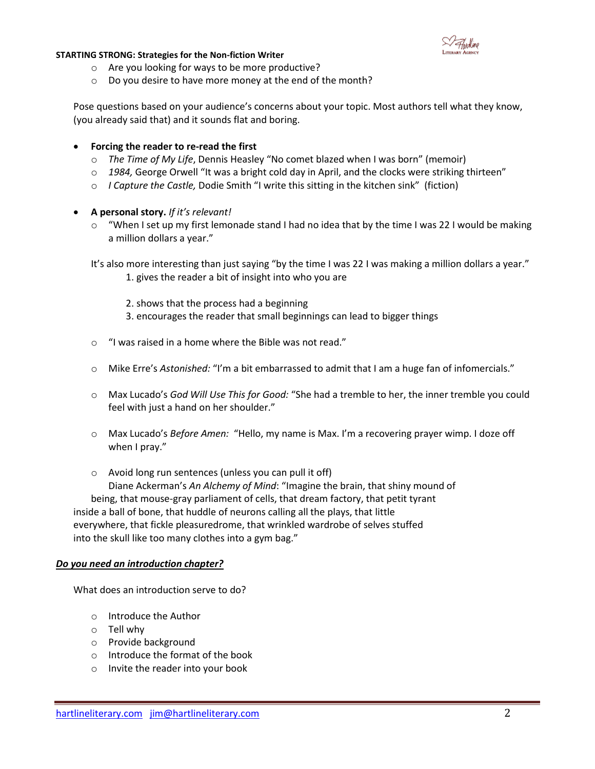- Are you looking for ways to be more productive?
- Do you desire to have more money at the end of the month?

Pose questions based on your audience's concerns about your topic. Most authors tell what they know, (you already said that) and it sounds flat and boring.

- **Forcing the reader to re-read the first**
  - *The Time of My Life*, Dennis Heasley "No comet blazed when I was born" (memoir)
  - *1984,* George Orwell "It was a bright cold day in April, and the clocks were striking thirteen"
  - *I Capture the Castle,* Dodie Smith "I write this sitting in the kitchen sink" (fiction)

- **A personal story.** *If it's relevant!*
  - "When I set up my first lemonade stand I had no idea that by the time I was 22 I would be making a million dollars a year."

  It's also more interesting than just saying "by the time I was 22 I was making a million dollars a year."

  1. gives the reader a bit of insight into who you are
  2. shows that the process had a beginning
  3. encourages the reader that small beginnings can lead to bigger things

  - "I was raised in a home where the Bible was not read."
  - Mike Erre's *Astonished:* "I'm a bit embarrassed to admit that I am a huge fan of infomercials."
  - Max Lucado's *God Will Use This for Good:* "She had a tremble to her, the inner tremble you could feel with just a hand on her shoulder."
  - Max Lucado's *Before Amen:* "Hello, my name is Max. I'm a recovering prayer wimp. I doze off when I pray."
  - Avoid long run sentences (unless you can pull it off)

    Diane Ackerman's *An Alchemy of Mind*: "Imagine the brain, that shiny mound of being, that mouse-gray parliament of cells, that dream factory, that petit tyrant inside a ball of bone, that huddle of neurons calling all the plays, that little everywhere, that fickle pleasuredrome, that wrinkled wardrobe of selves stuffed into the skull like too many clothes into a gym bag."

***<u>Do you need an introduction chapter?</u>***

What does an introduction serve to do?

- Introduce the Author
- Tell why
- Provide background
- Introduce the format of the book
- Invite the reader into your book